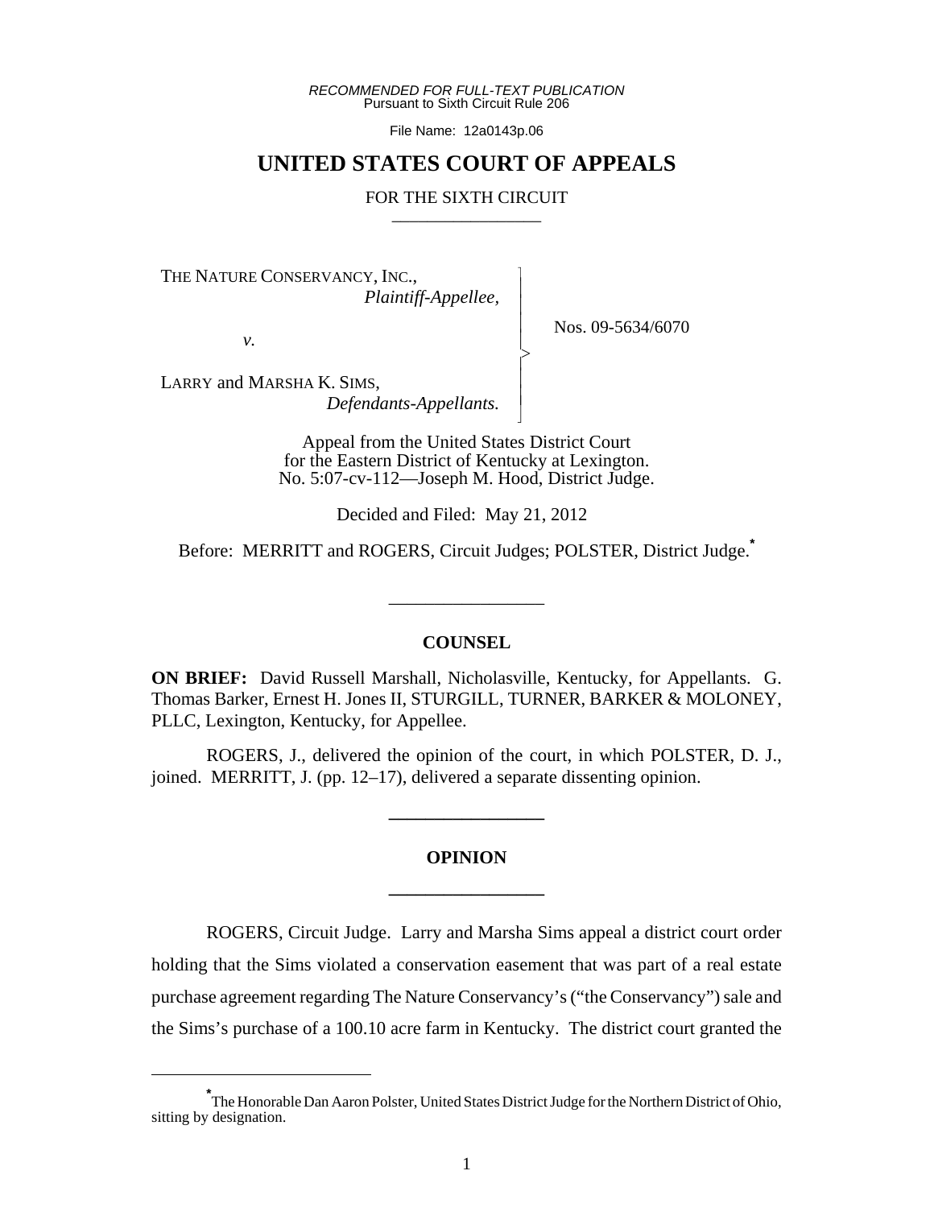*RECOMMENDED FOR FULL-TEXT PUBLICATION*
Pursuant to Sixth Circuit Rule 206

File Name: 12a0143p.06

# UNITED STATES COURT OF APPEALS

FOR THE SIXTH CIRCUIT

THE NATURE CONSERVANCY, INC.,
*Plaintiff-Appellee,*

*v.*

LARRY and MARSHA K. SIMS,
*Defendants-Appellants.*

Nos. 09-5634/6070

Appeal from the United States District Court
for the Eastern District of Kentucky at Lexington.
No. 5:07-cv-112—Joseph M. Hood, District Judge.

Decided and Filed: May 21, 2012

Before: MERRITT and ROGERS, Circuit Judges; POLSTER, District Judge.*

## COUNSEL

**ON BRIEF:** David Russell Marshall, Nicholasville, Kentucky, for Appellants. G. Thomas Barker, Ernest H. Jones II, STURGILL, TURNER, BARKER & MOLONEY, PLLC, Lexington, Kentucky, for Appellee.

ROGERS, J., delivered the opinion of the court, in which POLSTER, D. J., joined. MERRITT, J. (pp. 12–17), delivered a separate dissenting opinion.

## OPINION

ROGERS, Circuit Judge. Larry and Marsha Sims appeal a district court order holding that the Sims violated a conservation easement that was part of a real estate purchase agreement regarding The Nature Conservancy's ("the Conservancy") sale and the Sims's purchase of a 100.10 acre farm in Kentucky. The district court granted the

*The Honorable Dan Aaron Polster, United States District Judge for the Northern District of Ohio, sitting by designation.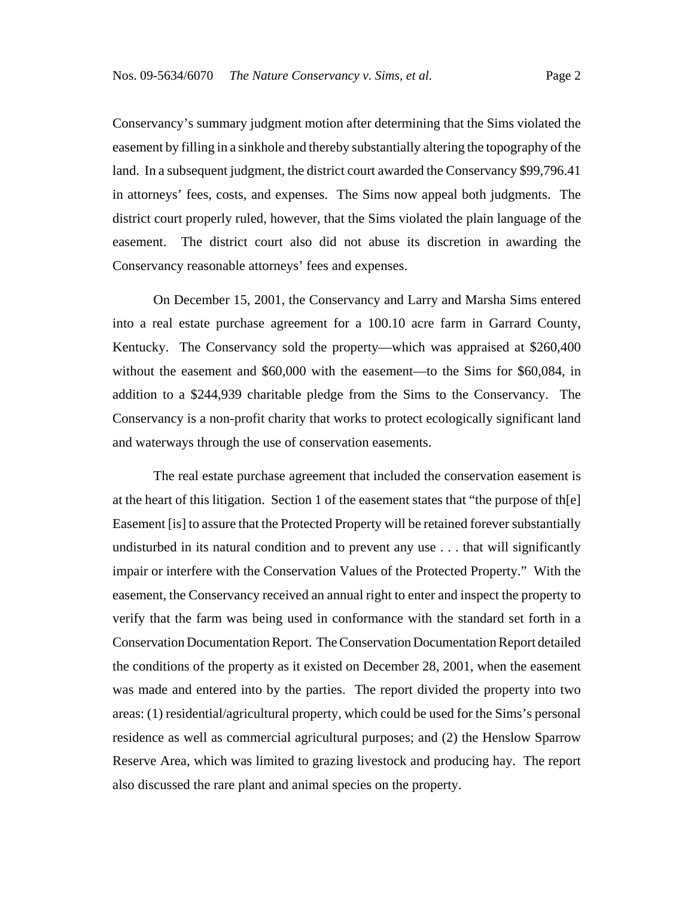Conservancy's summary judgment motion after determining that the Sims violated the easement by filling in a sinkhole and thereby substantially altering the topography of the land. In a subsequent judgment, the district court awarded the Conservancy $99,796.41 in attorneys' fees, costs, and expenses. The Sims now appeal both judgments. The district court properly ruled, however, that the Sims violated the plain language of the easement. The district court also did not abuse its discretion in awarding the Conservancy reasonable attorneys' fees and expenses.

On December 15, 2001, the Conservancy and Larry and Marsha Sims entered into a real estate purchase agreement for a 100.10 acre farm in Garrard County, Kentucky. The Conservancy sold the property—which was appraised at $260,400 without the easement and $60,000 with the easement—to the Sims for $60,084, in addition to a $244,939 charitable pledge from the Sims to the Conservancy. The Conservancy is a non-profit charity that works to protect ecologically significant land and waterways through the use of conservation easements.

The real estate purchase agreement that included the conservation easement is at the heart of this litigation. Section 1 of the easement states that "the purpose of th[e] Easement [is] to assure that the Protected Property will be retained forever substantially undisturbed in its natural condition and to prevent any use . . . that will significantly impair or interfere with the Conservation Values of the Protected Property." With the easement, the Conservancy received an annual right to enter and inspect the property to verify that the farm was being used in conformance with the standard set forth in a Conservation Documentation Report. The Conservation Documentation Report detailed the conditions of the property as it existed on December 28, 2001, when the easement was made and entered into by the parties. The report divided the property into two areas: (1) residential/agricultural property, which could be used for the Sims's personal residence as well as commercial agricultural purposes; and (2) the Henslow Sparrow Reserve Area, which was limited to grazing livestock and producing hay. The report also discussed the rare plant and animal species on the property.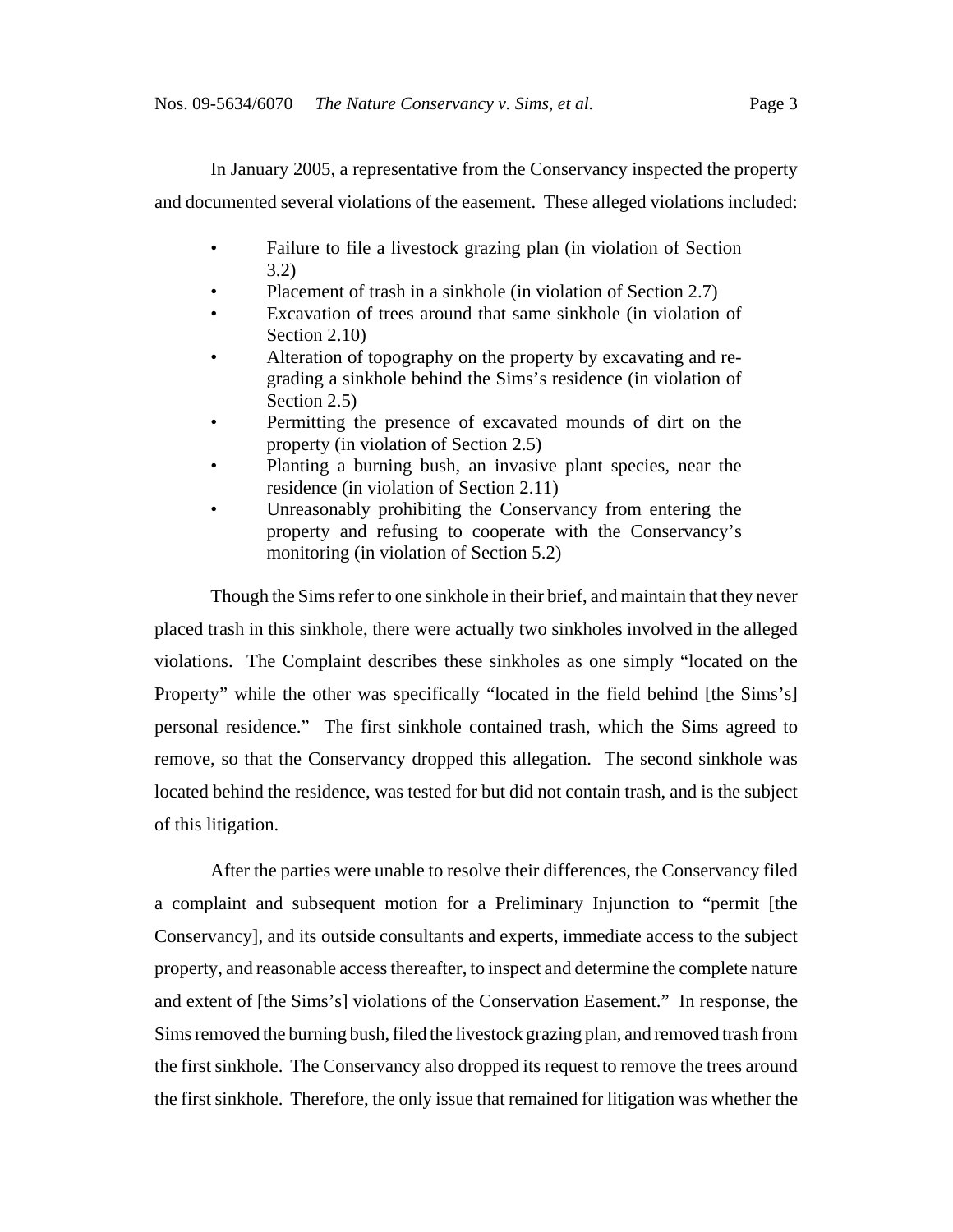In January 2005, a representative from the Conservancy inspected the property and documented several violations of the easement. These alleged violations included:

- Failure to file a livestock grazing plan (in violation of Section 3.2)
- Placement of trash in a sinkhole (in violation of Section 2.7)
- Excavation of trees around that same sinkhole (in violation of Section 2.10)
- Alteration of topography on the property by excavating and re-grading a sinkhole behind the Sims's residence (in violation of Section 2.5)
- Permitting the presence of excavated mounds of dirt on the property (in violation of Section 2.5)
- Planting a burning bush, an invasive plant species, near the residence (in violation of Section 2.11)
- Unreasonably prohibiting the Conservancy from entering the property and refusing to cooperate with the Conservancy's monitoring (in violation of Section 5.2)

Though the Sims refer to one sinkhole in their brief, and maintain that they never placed trash in this sinkhole, there were actually two sinkholes involved in the alleged violations. The Complaint describes these sinkholes as one simply "located on the Property" while the other was specifically "located in the field behind [the Sims's] personal residence." The first sinkhole contained trash, which the Sims agreed to remove, so that the Conservancy dropped this allegation. The second sinkhole was located behind the residence, was tested for but did not contain trash, and is the subject of this litigation.

After the parties were unable to resolve their differences, the Conservancy filed a complaint and subsequent motion for a Preliminary Injunction to "permit [the Conservancy], and its outside consultants and experts, immediate access to the subject property, and reasonable access thereafter, to inspect and determine the complete nature and extent of [the Sims's] violations of the Conservation Easement." In response, the Sims removed the burning bush, filed the livestock grazing plan, and removed trash from the first sinkhole. The Conservancy also dropped its request to remove the trees around the first sinkhole. Therefore, the only issue that remained for litigation was whether the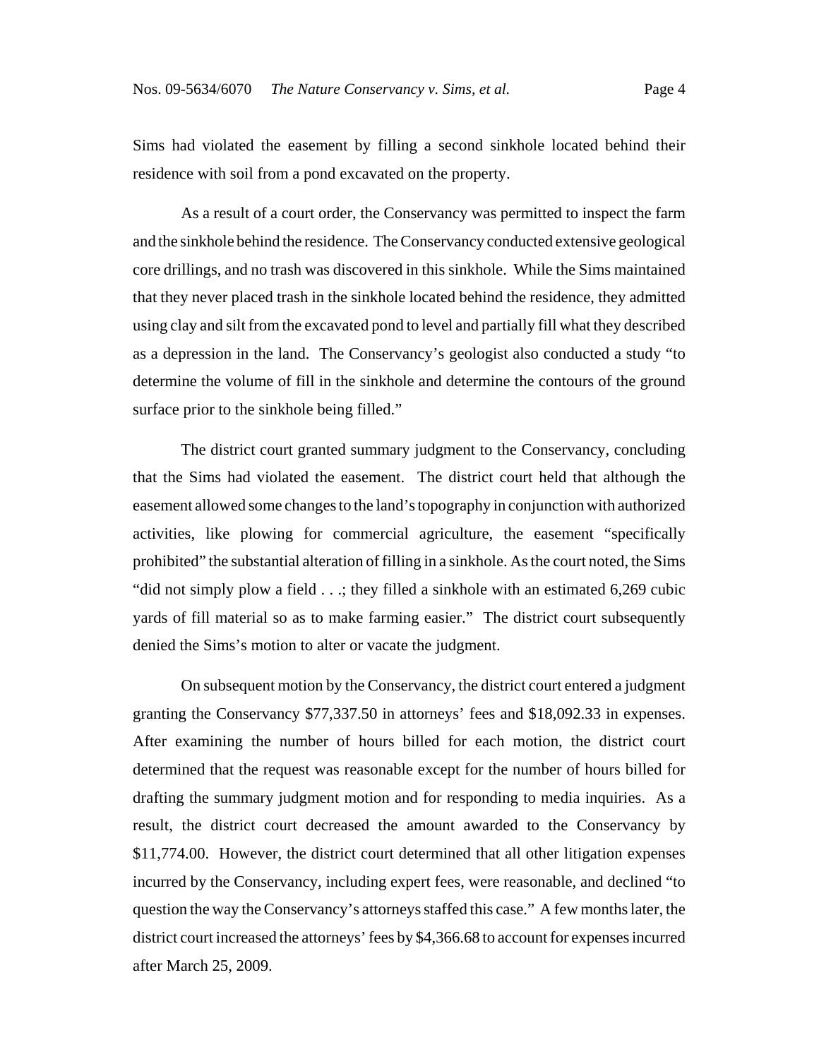Sims had violated the easement by filling a second sinkhole located behind their residence with soil from a pond excavated on the property.

As a result of a court order, the Conservancy was permitted to inspect the farm and the sinkhole behind the residence. The Conservancy conducted extensive geological core drillings, and no trash was discovered in this sinkhole. While the Sims maintained that they never placed trash in the sinkhole located behind the residence, they admitted using clay and silt from the excavated pond to level and partially fill what they described as a depression in the land. The Conservancy's geologist also conducted a study "to determine the volume of fill in the sinkhole and determine the contours of the ground surface prior to the sinkhole being filled."

The district court granted summary judgment to the Conservancy, concluding that the Sims had violated the easement. The district court held that although the easement allowed some changes to the land's topography in conjunction with authorized activities, like plowing for commercial agriculture, the easement "specifically prohibited" the substantial alteration of filling in a sinkhole. As the court noted, the Sims "did not simply plow a field . . .; they filled a sinkhole with an estimated 6,269 cubic yards of fill material so as to make farming easier." The district court subsequently denied the Sims's motion to alter or vacate the judgment.

On subsequent motion by the Conservancy, the district court entered a judgment granting the Conservancy $77,337.50 in attorneys' fees and $18,092.33 in expenses. After examining the number of hours billed for each motion, the district court determined that the request was reasonable except for the number of hours billed for drafting the summary judgment motion and for responding to media inquiries. As a result, the district court decreased the amount awarded to the Conservancy by $11,774.00. However, the district court determined that all other litigation expenses incurred by the Conservancy, including expert fees, were reasonable, and declined "to question the way the Conservancy's attorneys staffed this case." A few months later, the district court increased the attorneys' fees by $4,366.68 to account for expenses incurred after March 25, 2009.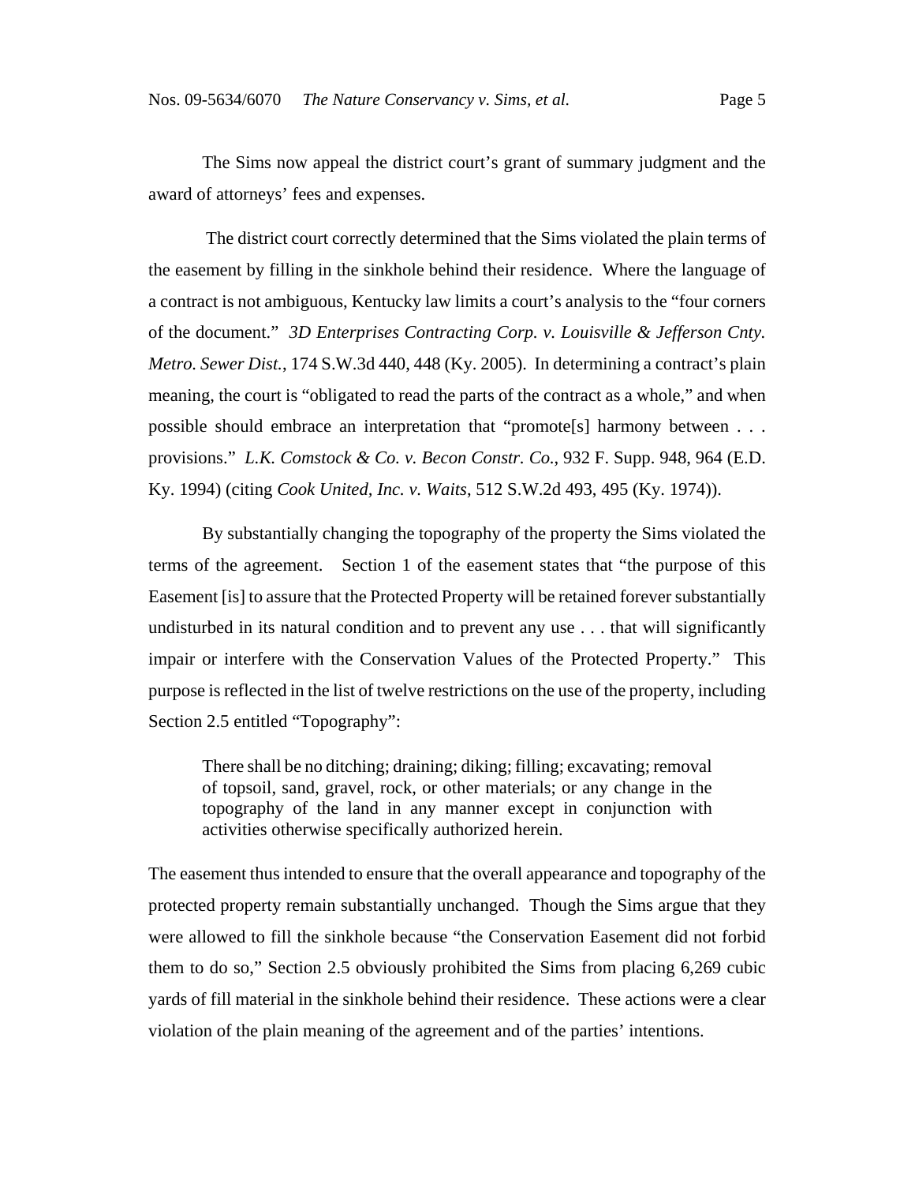The Sims now appeal the district court's grant of summary judgment and the award of attorneys' fees and expenses.

The district court correctly determined that the Sims violated the plain terms of the easement by filling in the sinkhole behind their residence. Where the language of a contract is not ambiguous, Kentucky law limits a court's analysis to the "four corners of the document." *3D Enterprises Contracting Corp. v. Louisville & Jefferson Cnty. Metro. Sewer Dist.*, 174 S.W.3d 440, 448 (Ky. 2005). In determining a contract's plain meaning, the court is "obligated to read the parts of the contract as a whole," and when possible should embrace an interpretation that "promote[s] harmony between . . . provisions." *L.K. Comstock & Co. v. Becon Constr. Co.*, 932 F. Supp. 948, 964 (E.D. Ky. 1994) (citing *Cook United, Inc. v. Waits*, 512 S.W.2d 493, 495 (Ky. 1974)).

By substantially changing the topography of the property the Sims violated the terms of the agreement. Section 1 of the easement states that "the purpose of this Easement [is] to assure that the Protected Property will be retained forever substantially undisturbed in its natural condition and to prevent any use . . . that will significantly impair or interfere with the Conservation Values of the Protected Property." This purpose is reflected in the list of twelve restrictions on the use of the property, including Section 2.5 entitled "Topography":

> There shall be no ditching; draining; diking; filling; excavating; removal of topsoil, sand, gravel, rock, or other materials; or any change in the topography of the land in any manner except in conjunction with activities otherwise specifically authorized herein.

The easement thus intended to ensure that the overall appearance and topography of the protected property remain substantially unchanged. Though the Sims argue that they were allowed to fill the sinkhole because "the Conservation Easement did not forbid them to do so," Section 2.5 obviously prohibited the Sims from placing 6,269 cubic yards of fill material in the sinkhole behind their residence. These actions were a clear violation of the plain meaning of the agreement and of the parties' intentions.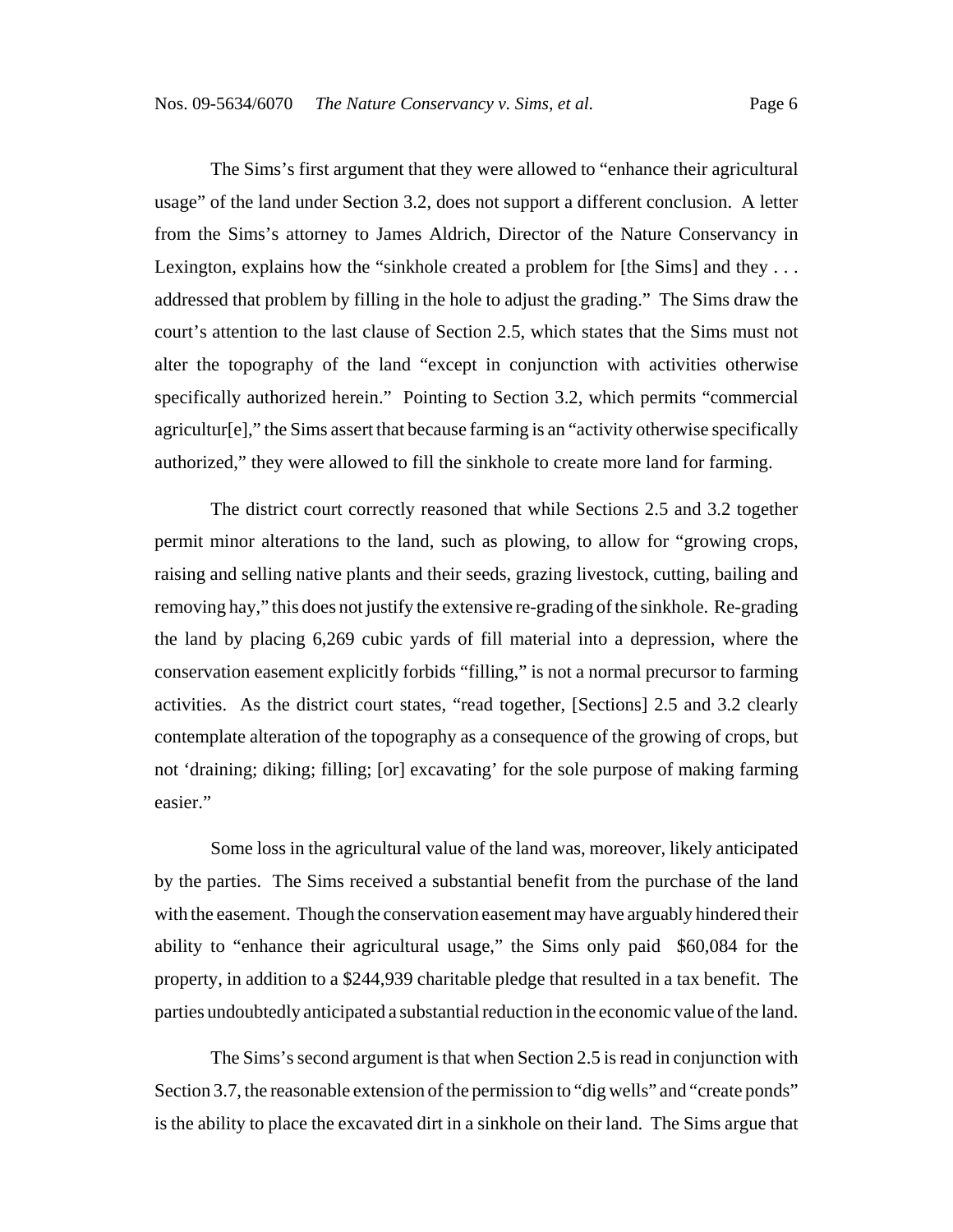The Sims's first argument that they were allowed to "enhance their agricultural usage" of the land under Section 3.2, does not support a different conclusion. A letter from the Sims's attorney to James Aldrich, Director of the Nature Conservancy in Lexington, explains how the "sinkhole created a problem for [the Sims] and they . . . addressed that problem by filling in the hole to adjust the grading." The Sims draw the court's attention to the last clause of Section 2.5, which states that the Sims must not alter the topography of the land "except in conjunction with activities otherwise specifically authorized herein." Pointing to Section 3.2, which permits "commercial agricultur[e]," the Sims assert that because farming is an "activity otherwise specifically authorized," they were allowed to fill the sinkhole to create more land for farming.

The district court correctly reasoned that while Sections 2.5 and 3.2 together permit minor alterations to the land, such as plowing, to allow for "growing crops, raising and selling native plants and their seeds, grazing livestock, cutting, bailing and removing hay," this does not justify the extensive re-grading of the sinkhole. Re-grading the land by placing 6,269 cubic yards of fill material into a depression, where the conservation easement explicitly forbids "filling," is not a normal precursor to farming activities. As the district court states, "read together, [Sections] 2.5 and 3.2 clearly contemplate alteration of the topography as a consequence of the growing of crops, but not 'draining; diking; filling; [or] excavating' for the sole purpose of making farming easier."

Some loss in the agricultural value of the land was, moreover, likely anticipated by the parties. The Sims received a substantial benefit from the purchase of the land with the easement. Though the conservation easement may have arguably hindered their ability to "enhance their agricultural usage," the Sims only paid $60,084 for the property, in addition to a $244,939 charitable pledge that resulted in a tax benefit. The parties undoubtedly anticipated a substantial reduction in the economic value of the land.

The Sims's second argument is that when Section 2.5 is read in conjunction with Section 3.7, the reasonable extension of the permission to "dig wells" and "create ponds" is the ability to place the excavated dirt in a sinkhole on their land. The Sims argue that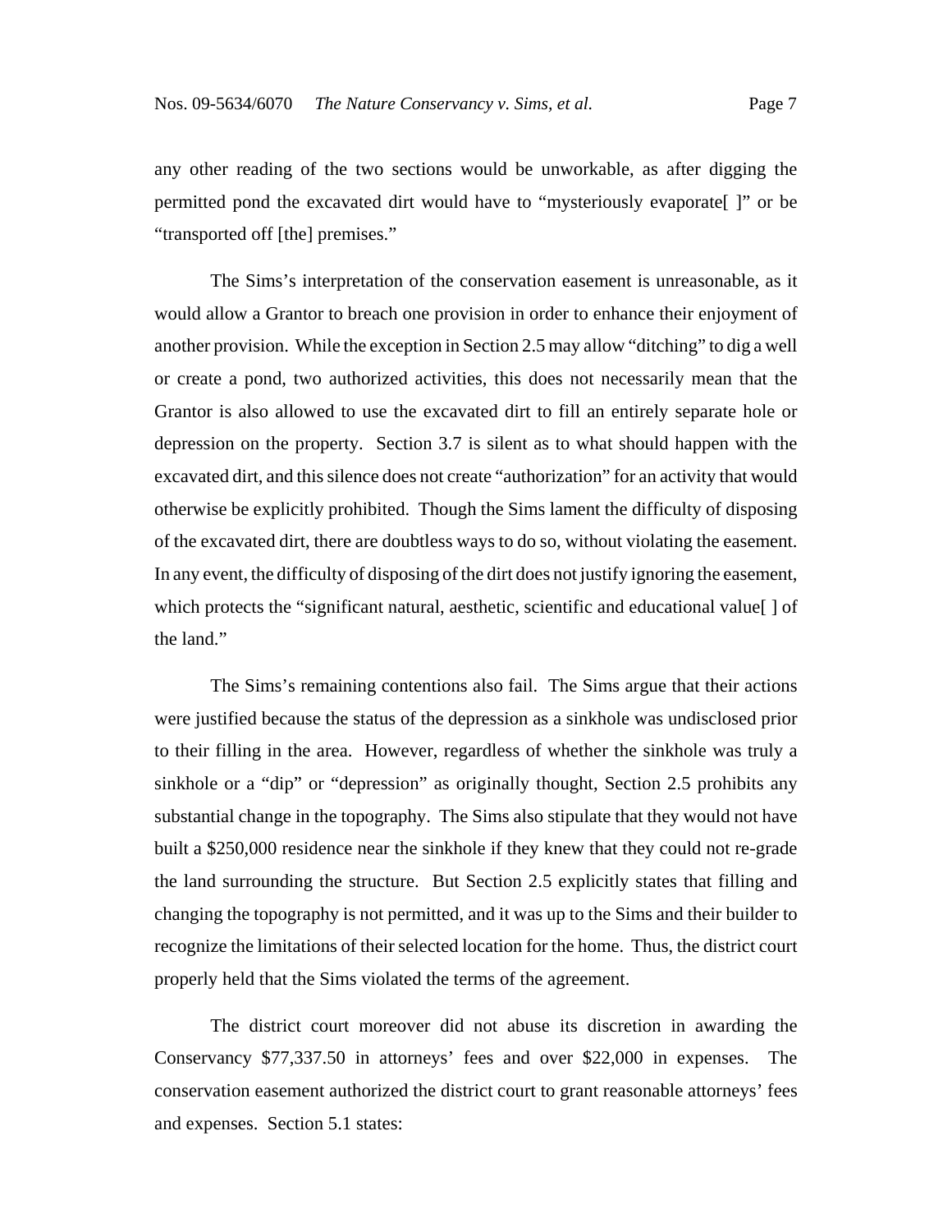any other reading of the two sections would be unworkable, as after digging the permitted pond the excavated dirt would have to "mysteriously evaporate[ ]" or be "transported off [the] premises."

The Sims's interpretation of the conservation easement is unreasonable, as it would allow a Grantor to breach one provision in order to enhance their enjoyment of another provision. While the exception in Section 2.5 may allow "ditching" to dig a well or create a pond, two authorized activities, this does not necessarily mean that the Grantor is also allowed to use the excavated dirt to fill an entirely separate hole or depression on the property. Section 3.7 is silent as to what should happen with the excavated dirt, and this silence does not create "authorization" for an activity that would otherwise be explicitly prohibited. Though the Sims lament the difficulty of disposing of the excavated dirt, there are doubtless ways to do so, without violating the easement. In any event, the difficulty of disposing of the dirt does not justify ignoring the easement, which protects the "significant natural, aesthetic, scientific and educational value[ ] of the land."

The Sims's remaining contentions also fail. The Sims argue that their actions were justified because the status of the depression as a sinkhole was undisclosed prior to their filling in the area. However, regardless of whether the sinkhole was truly a sinkhole or a "dip" or "depression" as originally thought, Section 2.5 prohibits any substantial change in the topography. The Sims also stipulate that they would not have built a \$250,000 residence near the sinkhole if they knew that they could not re-grade the land surrounding the structure. But Section 2.5 explicitly states that filling and changing the topography is not permitted, and it was up to the Sims and their builder to recognize the limitations of their selected location for the home. Thus, the district court properly held that the Sims violated the terms of the agreement.

The district court moreover did not abuse its discretion in awarding the Conservancy \$77,337.50 in attorneys' fees and over \$22,000 in expenses. The conservation easement authorized the district court to grant reasonable attorneys' fees and expenses. Section 5.1 states: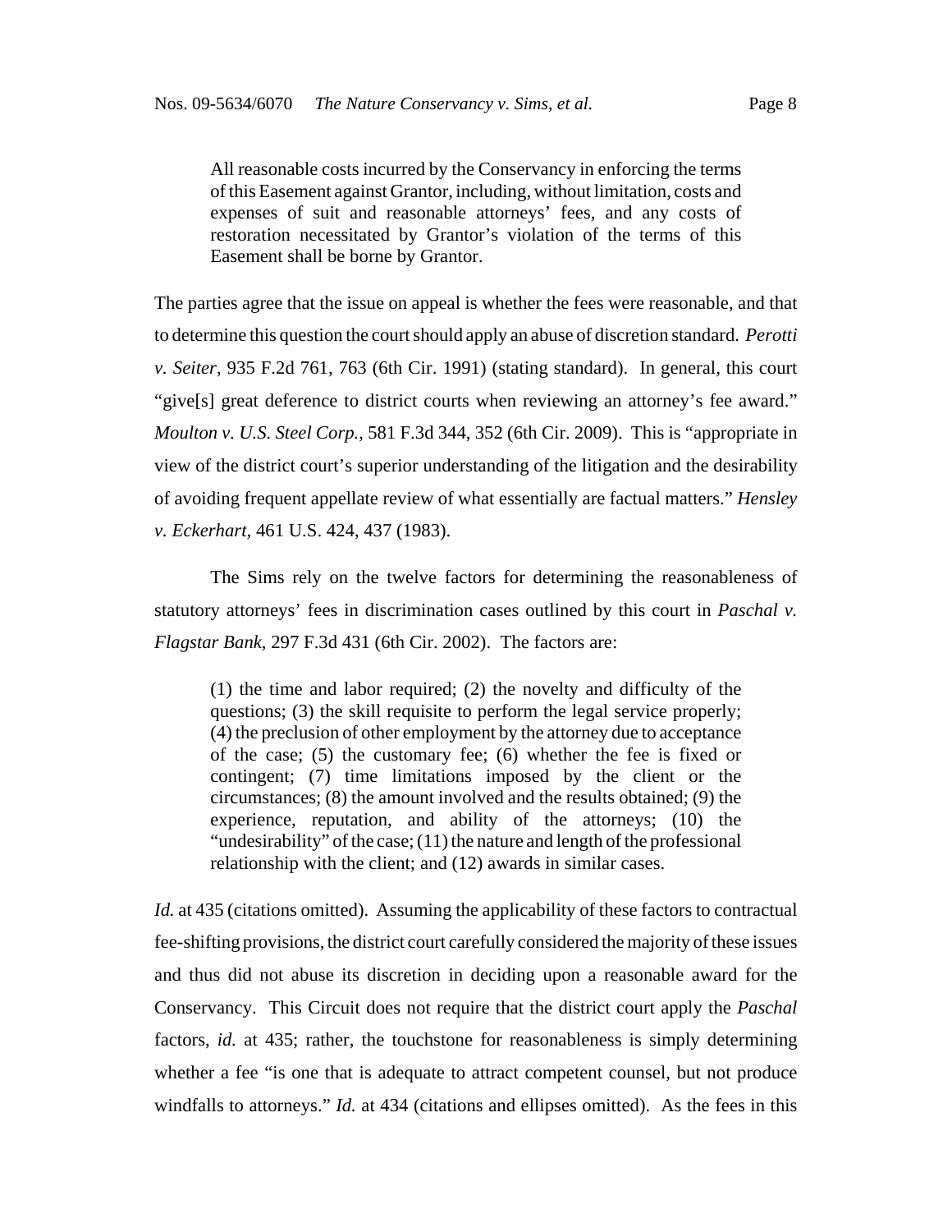> All reasonable costs incurred by the Conservancy in enforcing the terms of this Easement against Grantor, including, without limitation, costs and expenses of suit and reasonable attorneys' fees, and any costs of restoration necessitated by Grantor's violation of the terms of this Easement shall be borne by Grantor.

The parties agree that the issue on appeal is whether the fees were reasonable, and that to determine this question the court should apply an abuse of discretion standard. *Perotti v. Seiter*, 935 F.2d 761, 763 (6th Cir. 1991) (stating standard). In general, this court "give[s] great deference to district courts when reviewing an attorney's fee award." *Moulton v. U.S. Steel Corp.*, 581 F.3d 344, 352 (6th Cir. 2009). This is "appropriate in view of the district court's superior understanding of the litigation and the desirability of avoiding frequent appellate review of what essentially are factual matters." *Hensley v. Eckerhart*, 461 U.S. 424, 437 (1983).

The Sims rely on the twelve factors for determining the reasonableness of statutory attorneys' fees in discrimination cases outlined by this court in *Paschal v. Flagstar Bank*, 297 F.3d 431 (6th Cir. 2002). The factors are:

> (1) the time and labor required; (2) the novelty and difficulty of the questions; (3) the skill requisite to perform the legal service properly; (4) the preclusion of other employment by the attorney due to acceptance of the case; (5) the customary fee; (6) whether the fee is fixed or contingent; (7) time limitations imposed by the client or the circumstances; (8) the amount involved and the results obtained; (9) the experience, reputation, and ability of the attorneys; (10) the "undesirability" of the case; (11) the nature and length of the professional relationship with the client; and (12) awards in similar cases.

*Id.* at 435 (citations omitted). Assuming the applicability of these factors to contractual fee-shifting provisions, the district court carefully considered the majority of these issues and thus did not abuse its discretion in deciding upon a reasonable award for the Conservancy. This Circuit does not require that the district court apply the *Paschal* factors, *id.* at 435; rather, the touchstone for reasonableness is simply determining whether a fee "is one that is adequate to attract competent counsel, but not produce windfalls to attorneys." *Id.* at 434 (citations and ellipses omitted). As the fees in this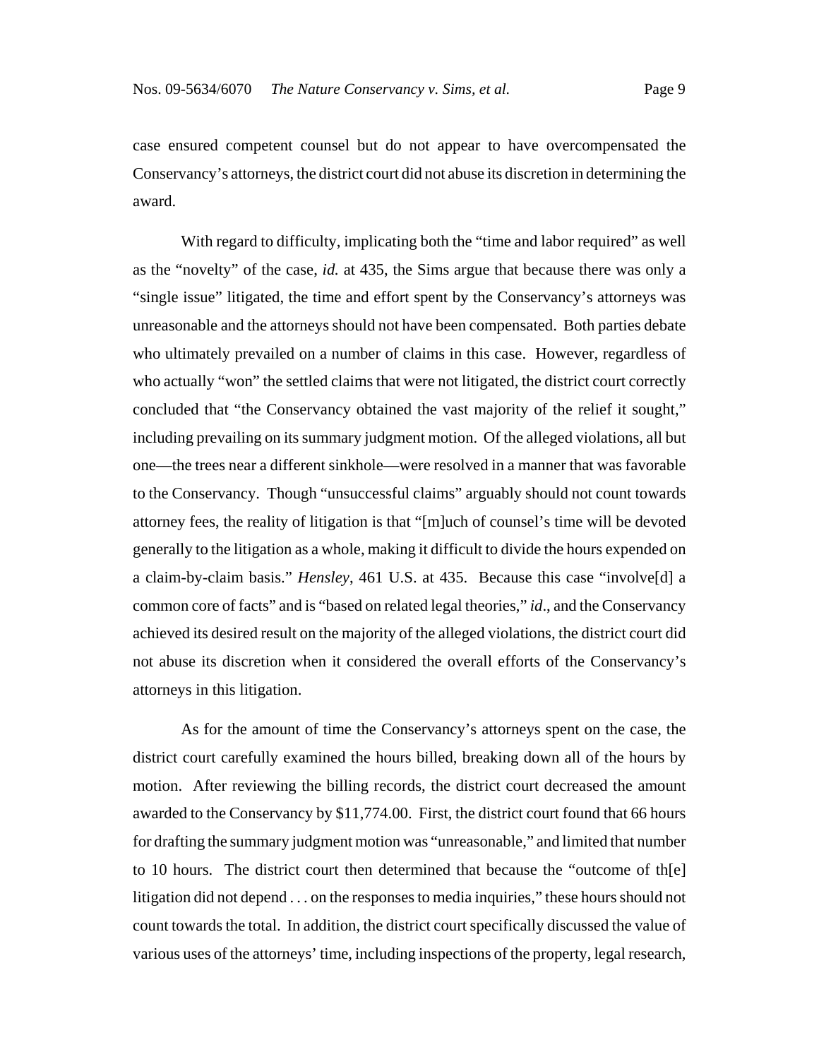case ensured competent counsel but do not appear to have overcompensated the Conservancy's attorneys, the district court did not abuse its discretion in determining the award.

With regard to difficulty, implicating both the "time and labor required" as well as the "novelty" of the case, *id.* at 435, the Sims argue that because there was only a "single issue" litigated, the time and effort spent by the Conservancy's attorneys was unreasonable and the attorneys should not have been compensated. Both parties debate who ultimately prevailed on a number of claims in this case. However, regardless of who actually "won" the settled claims that were not litigated, the district court correctly concluded that "the Conservancy obtained the vast majority of the relief it sought," including prevailing on its summary judgment motion. Of the alleged violations, all but one—the trees near a different sinkhole—were resolved in a manner that was favorable to the Conservancy. Though "unsuccessful claims" arguably should not count towards attorney fees, the reality of litigation is that "[m]uch of counsel's time will be devoted generally to the litigation as a whole, making it difficult to divide the hours expended on a claim-by-claim basis." *Hensley*, 461 U.S. at 435. Because this case "involve[d] a common core of facts" and is "based on related legal theories," *id*., and the Conservancy achieved its desired result on the majority of the alleged violations, the district court did not abuse its discretion when it considered the overall efforts of the Conservancy's attorneys in this litigation.

As for the amount of time the Conservancy's attorneys spent on the case, the district court carefully examined the hours billed, breaking down all of the hours by motion. After reviewing the billing records, the district court decreased the amount awarded to the Conservancy by $11,774.00. First, the district court found that 66 hours for drafting the summary judgment motion was "unreasonable," and limited that number to 10 hours. The district court then determined that because the "outcome of th[e] litigation did not depend . . . on the responses to media inquiries," these hours should not count towards the total. In addition, the district court specifically discussed the value of various uses of the attorneys' time, including inspections of the property, legal research,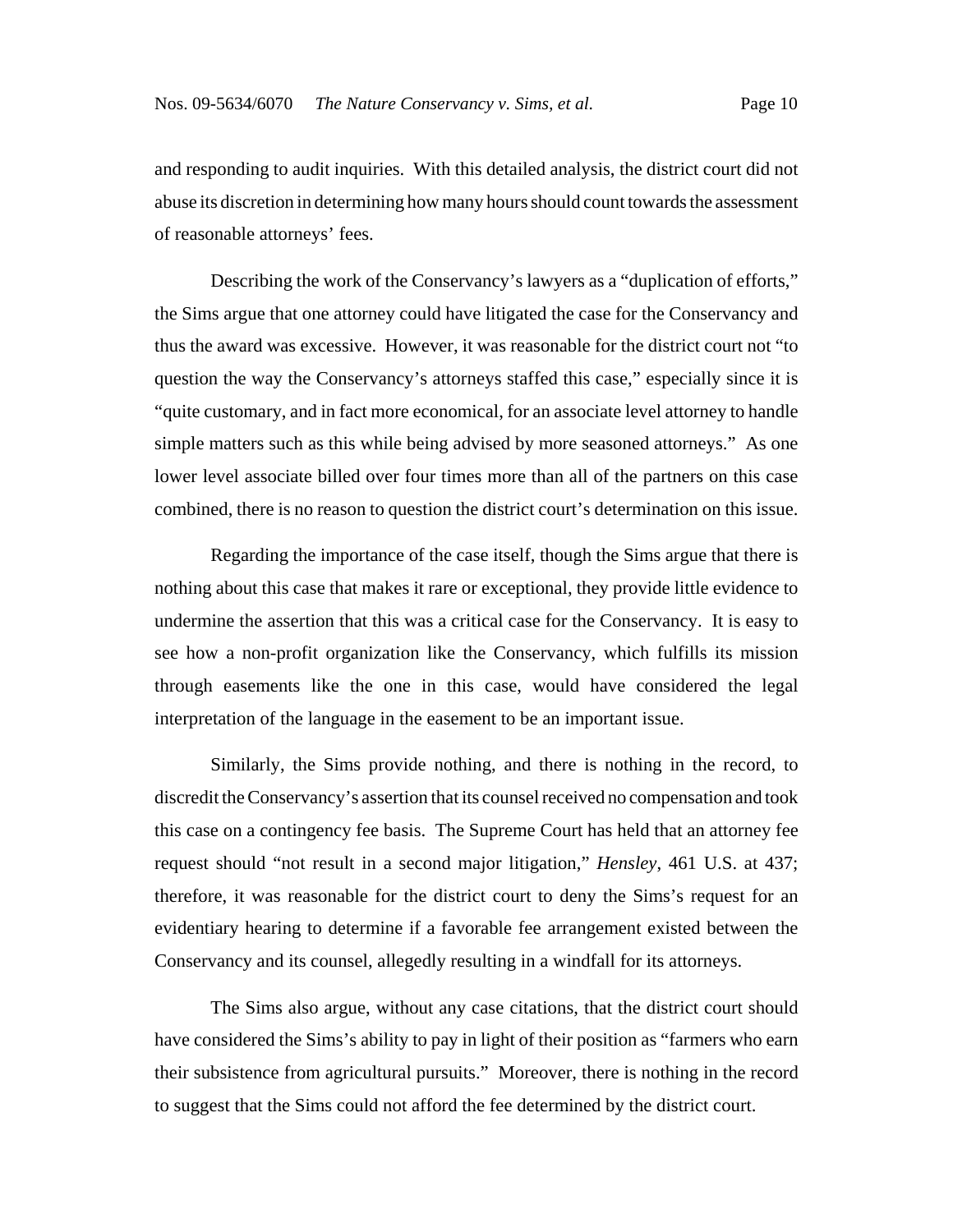and responding to audit inquiries. With this detailed analysis, the district court did not abuse its discretion in determining how many hours should count towards the assessment of reasonable attorneys' fees.

Describing the work of the Conservancy's lawyers as a "duplication of efforts," the Sims argue that one attorney could have litigated the case for the Conservancy and thus the award was excessive. However, it was reasonable for the district court not "to question the way the Conservancy's attorneys staffed this case," especially since it is "quite customary, and in fact more economical, for an associate level attorney to handle simple matters such as this while being advised by more seasoned attorneys." As one lower level associate billed over four times more than all of the partners on this case combined, there is no reason to question the district court's determination on this issue.

Regarding the importance of the case itself, though the Sims argue that there is nothing about this case that makes it rare or exceptional, they provide little evidence to undermine the assertion that this was a critical case for the Conservancy. It is easy to see how a non-profit organization like the Conservancy, which fulfills its mission through easements like the one in this case, would have considered the legal interpretation of the language in the easement to be an important issue.

Similarly, the Sims provide nothing, and there is nothing in the record, to discredit the Conservancy's assertion that its counsel received no compensation and took this case on a contingency fee basis. The Supreme Court has held that an attorney fee request should "not result in a second major litigation," *Hensley*, 461 U.S. at 437; therefore, it was reasonable for the district court to deny the Sims's request for an evidentiary hearing to determine if a favorable fee arrangement existed between the Conservancy and its counsel, allegedly resulting in a windfall for its attorneys.

The Sims also argue, without any case citations, that the district court should have considered the Sims's ability to pay in light of their position as "farmers who earn their subsistence from agricultural pursuits." Moreover, there is nothing in the record to suggest that the Sims could not afford the fee determined by the district court.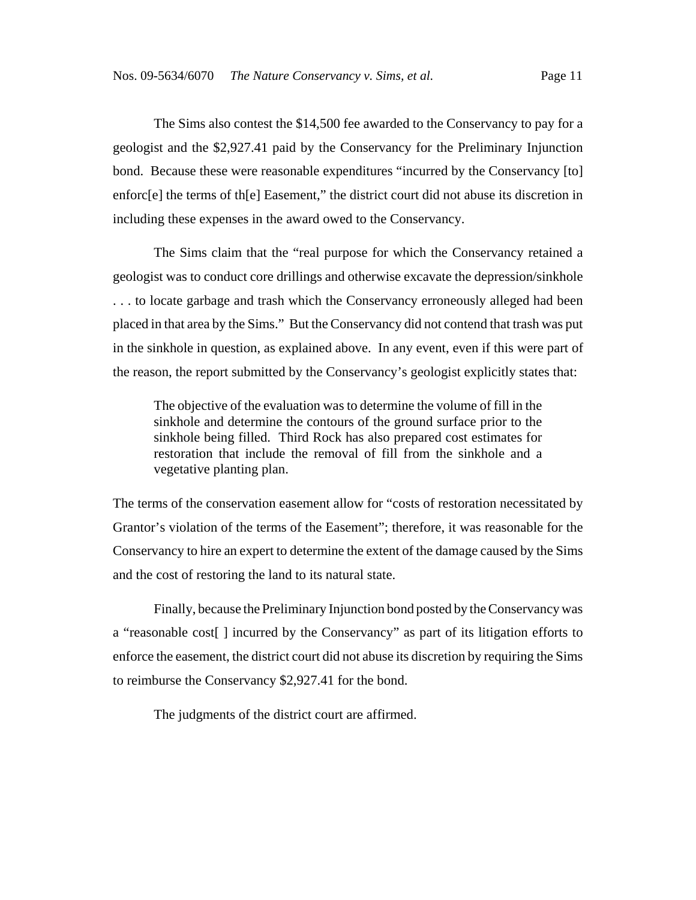The Sims also contest the $14,500 fee awarded to the Conservancy to pay for a geologist and the $2,927.41 paid by the Conservancy for the Preliminary Injunction bond. Because these were reasonable expenditures "incurred by the Conservancy [to] enforc[e] the terms of th[e] Easement," the district court did not abuse its discretion in including these expenses in the award owed to the Conservancy.

The Sims claim that the "real purpose for which the Conservancy retained a geologist was to conduct core drillings and otherwise excavate the depression/sinkhole . . . to locate garbage and trash which the Conservancy erroneously alleged had been placed in that area by the Sims." But the Conservancy did not contend that trash was put in the sinkhole in question, as explained above. In any event, even if this were part of the reason, the report submitted by the Conservancy's geologist explicitly states that:

> The objective of the evaluation was to determine the volume of fill in the sinkhole and determine the contours of the ground surface prior to the sinkhole being filled. Third Rock has also prepared cost estimates for restoration that include the removal of fill from the sinkhole and a vegetative planting plan.

The terms of the conservation easement allow for "costs of restoration necessitated by Grantor's violation of the terms of the Easement"; therefore, it was reasonable for the Conservancy to hire an expert to determine the extent of the damage caused by the Sims and the cost of restoring the land to its natural state.

Finally, because the Preliminary Injunction bond posted by the Conservancy was a "reasonable cost[ ] incurred by the Conservancy" as part of its litigation efforts to enforce the easement, the district court did not abuse its discretion by requiring the Sims to reimburse the Conservancy $2,927.41 for the bond.

The judgments of the district court are affirmed.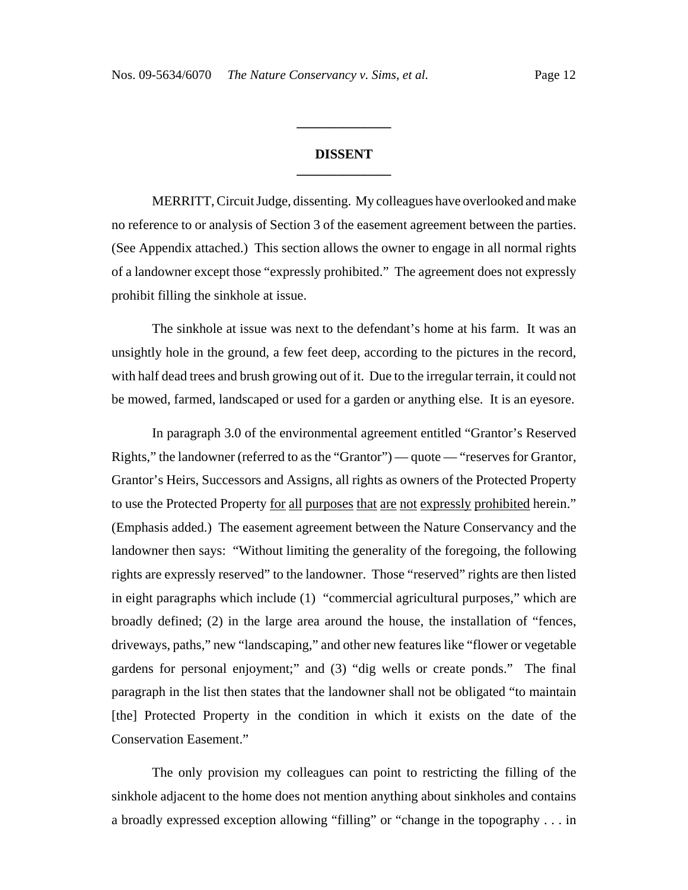## DISSENT

MERRITT, Circuit Judge, dissenting. My colleagues have overlooked and make no reference to or analysis of Section 3 of the easement agreement between the parties. (See Appendix attached.) This section allows the owner to engage in all normal rights of a landowner except those "expressly prohibited." The agreement does not expressly prohibit filling the sinkhole at issue.

The sinkhole at issue was next to the defendant's home at his farm. It was an unsightly hole in the ground, a few feet deep, according to the pictures in the record, with half dead trees and brush growing out of it. Due to the irregular terrain, it could not be mowed, farmed, landscaped or used for a garden or anything else. It is an eyesore.

In paragraph 3.0 of the environmental agreement entitled "Grantor's Reserved Rights," the landowner (referred to as the "Grantor") — quote — "reserves for Grantor, Grantor's Heirs, Successors and Assigns, all rights as owners of the Protected Property to use the Protected Property <u>for</u> <u>all</u> <u>purposes</u> <u>that</u> <u>are</u> <u>not</u> <u>expressly</u> <u>prohibited</u> herein." (Emphasis added.) The easement agreement between the Nature Conservancy and the landowner then says: "Without limiting the generality of the foregoing, the following rights are expressly reserved" to the landowner. Those "reserved" rights are then listed in eight paragraphs which include (1) "commercial agricultural purposes," which are broadly defined; (2) in the large area around the house, the installation of "fences, driveways, paths," new "landscaping," and other new features like "flower or vegetable gardens for personal enjoyment;" and (3) "dig wells or create ponds." The final paragraph in the list then states that the landowner shall not be obligated "to maintain [the] Protected Property in the condition in which it exists on the date of the Conservation Easement."

The only provision my colleagues can point to restricting the filling of the sinkhole adjacent to the home does not mention anything about sinkholes and contains a broadly expressed exception allowing "filling" or "change in the topography . . . in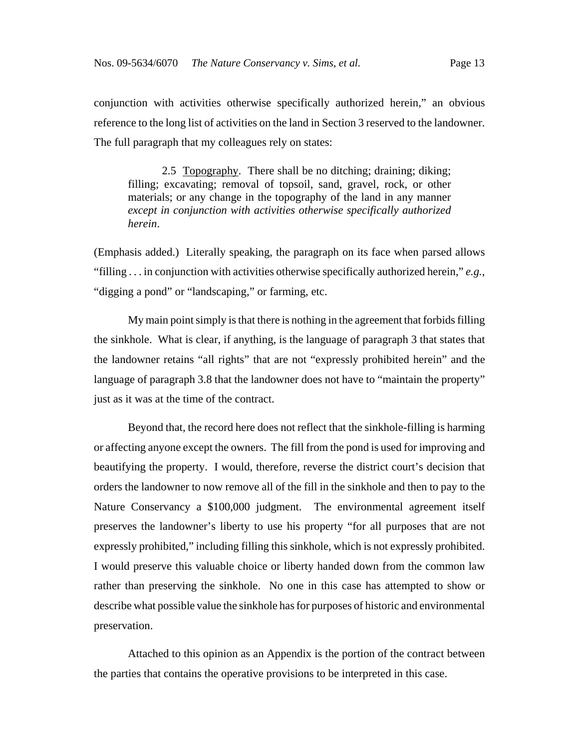conjunction with activities otherwise specifically authorized herein," an obvious reference to the long list of activities on the land in Section 3 reserved to the landowner. The full paragraph that my colleagues rely on states:

> 2.5 <u>Topography</u>. There shall be no ditching; draining; diking; filling; excavating; removal of topsoil, sand, gravel, rock, or other materials; or any change in the topography of the land in any manner *except in conjunction with activities otherwise specifically authorized herein*.

(Emphasis added.) Literally speaking, the paragraph on its face when parsed allows "filling . . . in conjunction with activities otherwise specifically authorized herein," *e.g.*, "digging a pond" or "landscaping," or farming, etc.

My main point simply is that there is nothing in the agreement that forbids filling the sinkhole. What is clear, if anything, is the language of paragraph 3 that states that the landowner retains "all rights" that are not "expressly prohibited herein" and the language of paragraph 3.8 that the landowner does not have to "maintain the property" just as it was at the time of the contract.

Beyond that, the record here does not reflect that the sinkhole-filling is harming or affecting anyone except the owners. The fill from the pond is used for improving and beautifying the property. I would, therefore, reverse the district court's decision that orders the landowner to now remove all of the fill in the sinkhole and then to pay to the Nature Conservancy a $100,000 judgment. The environmental agreement itself preserves the landowner's liberty to use his property "for all purposes that are not expressly prohibited," including filling this sinkhole, which is not expressly prohibited. I would preserve this valuable choice or liberty handed down from the common law rather than preserving the sinkhole. No one in this case has attempted to show or describe what possible value the sinkhole has for purposes of historic and environmental preservation.

Attached to this opinion as an Appendix is the portion of the contract between the parties that contains the operative provisions to be interpreted in this case.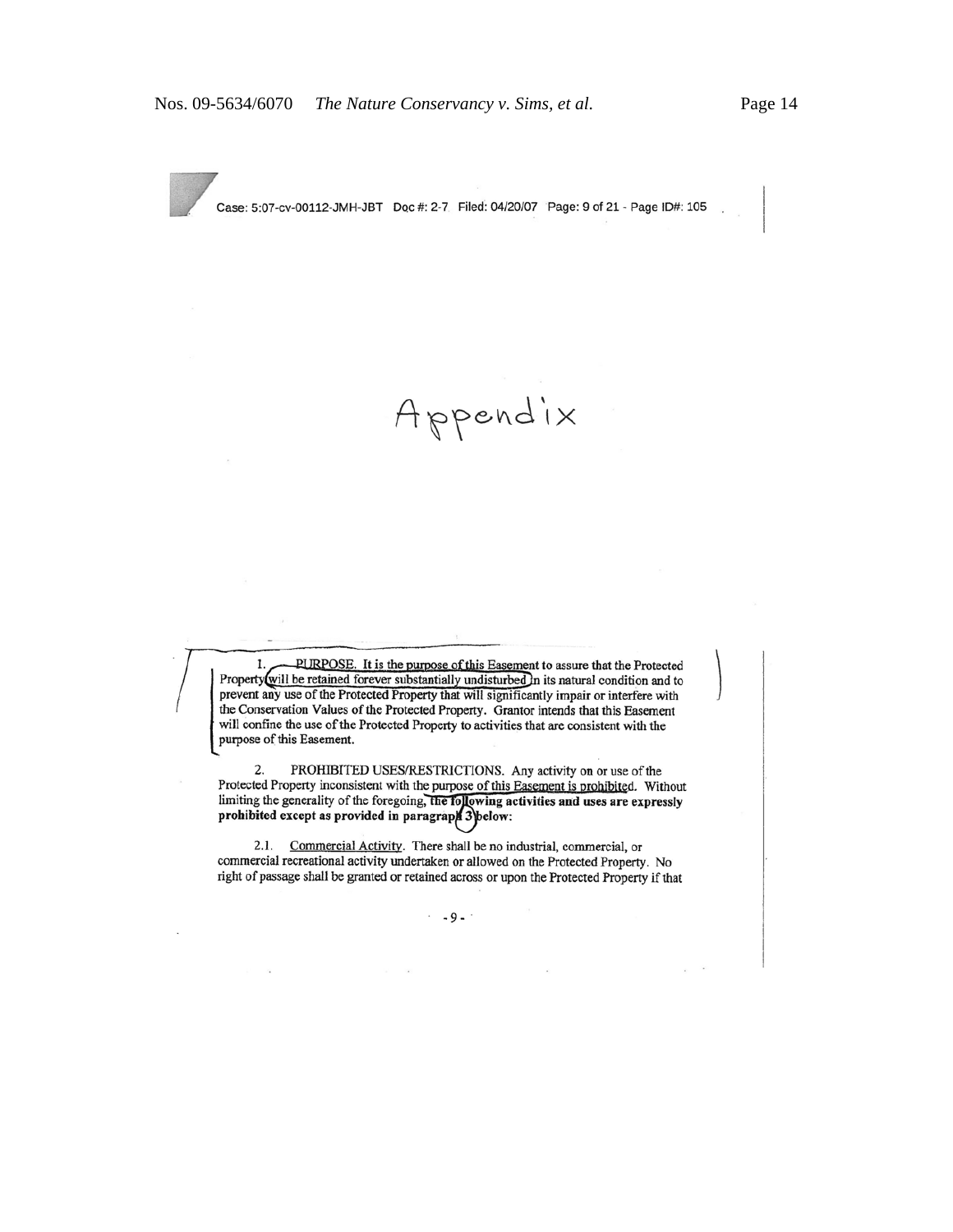Case: 5:07-cv-00112-JMH-JBT Doc #: 2-7 Filed: 04/20/07 Page: 9 of 21 - Page ID#: 105

Appendix

1. PURPOSE. It is the purpose of this Easement to assure that the Protected Property will be retained forever substantially undisturbed in its natural condition and to prevent any use of the Protected Property that will significantly impair or interfere with the Conservation Values of the Protected Property. Grantor intends that this Easement will confine the use of the Protected Property to activities that are consistent with the purpose of this Easement.

2. PROHIBITED USES/RESTRICTIONS. Any activity on or use of the Protected Property inconsistent with the purpose of this Easement is prohibited. Without limiting the generality of the foregoing, **the following activities and uses are expressly prohibited except as provided in paragraph 3 below:**

2.1. Commercial Activity. There shall be no industrial, commercial, or commercial recreational activity undertaken or allowed on the Protected Property. No right of passage shall be granted or retained across or upon the Protected Property if that

- 9 -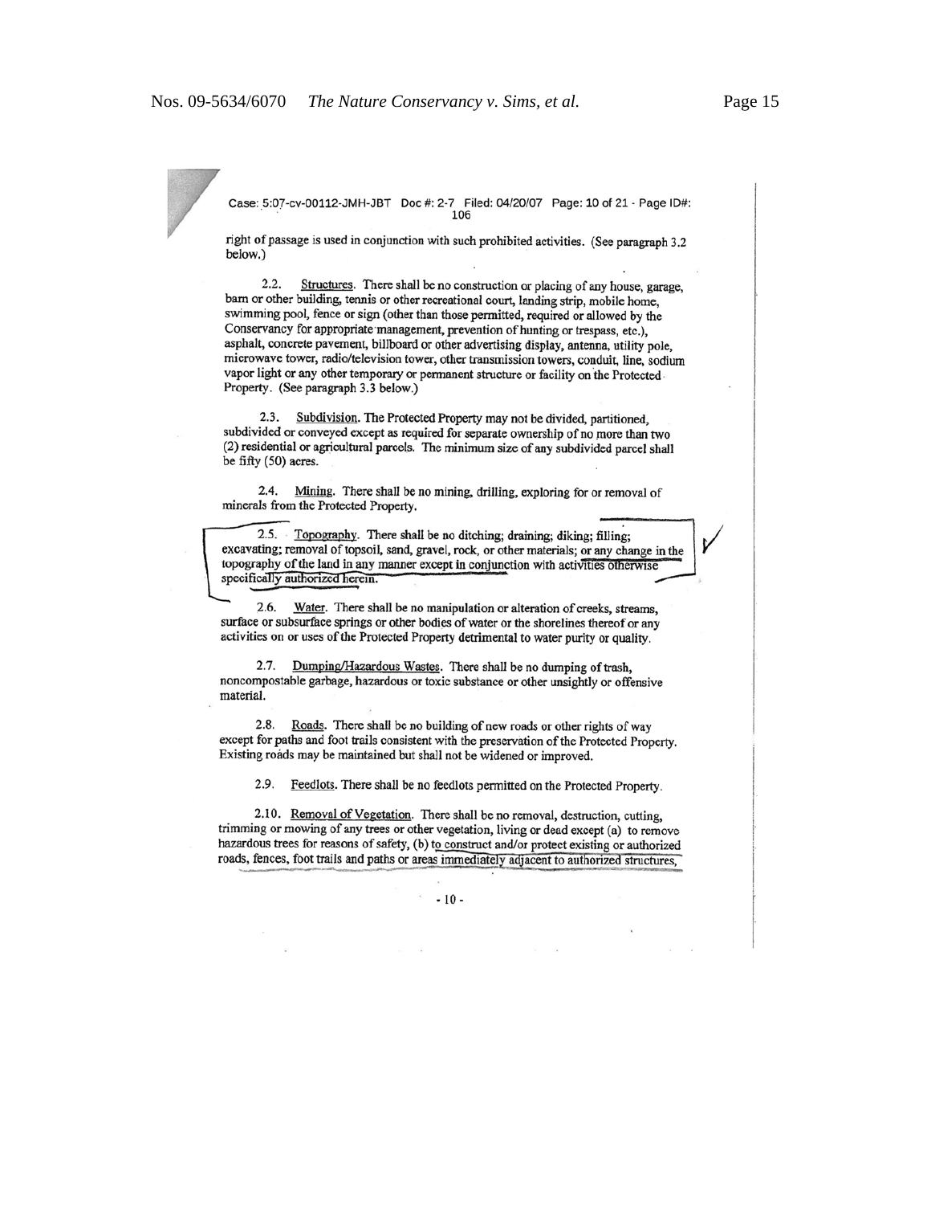Case: 5:07-cv-00112-JMH-JBT Doc #: 2-7 Filed: 04/20/07 Page: 10 of 21 - Page ID#: 106

right of passage is used in conjunction with such prohibited activities. (See paragraph 3.2 below.)

2.2. Structures. There shall be no construction or placing of any house, garage, barn or other building, tennis or other recreational court, landing strip, mobile home, swimming pool, fence or sign (other than those permitted, required or allowed by the Conservancy for appropriate management, prevention of hunting or trespass, etc.), asphalt, concrete pavement, billboard or other advertising display, antenna, utility pole, microwave tower, radio/television tower, other transmission towers, conduit, line, sodium vapor light or any other temporary or permanent structure or facility on the Protected Property. (See paragraph 3.3 below.)

2.3. Subdivision. The Protected Property may not be divided, partitioned, subdivided or conveyed except as required for separate ownership of no more than two (2) residential or agricultural parcels. The minimum size of any subdivided parcel shall be fifty (50) acres.

2.4. Mining. There shall be no mining, drilling, exploring for or removal of minerals from the Protected Property.

2.5. Topography. There shall be no ditching; draining; diking; filling; excavating; removal of topsoil, sand, gravel, rock, or other materials; or any change in the topography of the land in any manner except in conjunction with activities otherwise specifically authorized herein.

2.6. Water. There shall be no manipulation or alteration of creeks, streams, surface or subsurface springs or other bodies of water or the shorelines thereof or any activities on or uses of the Protected Property detrimental to water purity or quality.

2.7. Dumping/Hazardous Wastes. There shall be no dumping of trash, noncompostable garbage, hazardous or toxic substance or other unsightly or offensive material.

2.8. Roads. There shall be no building of new roads or other rights of way except for paths and foot trails consistent with the preservation of the Protected Property. Existing roads may be maintained but shall not be widened or improved.

2.9. Feedlots. There shall be no feedlots permitted on the Protected Property.

2.10. Removal of Vegetation. There shall be no removal, destruction, cutting, trimming or mowing of any trees or other vegetation, living or dead except (a) to remove hazardous trees for reasons of safety, (b) to construct and/or protect existing or authorized roads, fences, foot trails and paths or areas immediately adjacent to authorized structures,

- 10 -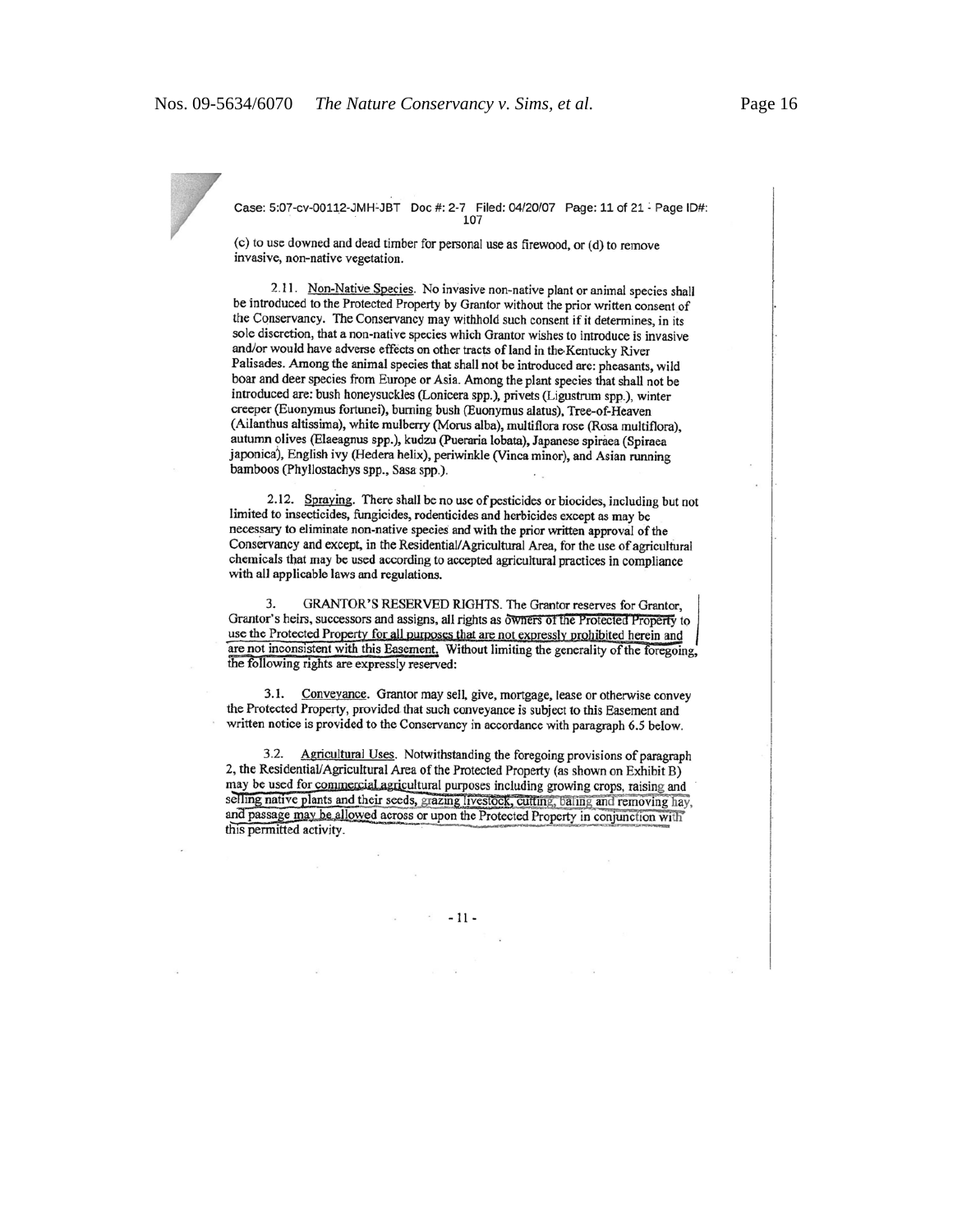Case: 5:07-cv-00112-JMH-JBT Doc #: 2-7 Filed: 04/20/07 Page: 11 of 21 - Page ID#: 107

(c) to use downed and dead timber for personal use as firewood, or (d) to remove invasive, non-native vegetation.

2.11. Non-Native Species. No invasive non-native plant or animal species shall be introduced to the Protected Property by Grantor without the prior written consent of the Conservancy. The Conservancy may withhold such consent if it determines, in its sole discretion, that a non-native species which Grantor wishes to introduce is invasive and/or would have adverse effects on other tracts of land in the Kentucky River Palisades. Among the animal species that shall not be introduced are: pheasants, wild boar and deer species from Europe or Asia. Among the plant species that shall not be introduced are: bush honeysuckles (Lonicera spp.), privets (Ligustrum spp.), winter creeper (Euonymus fortunei), burning bush (Euonymus alatus), Tree-of-Heaven (Ailanthus altissima), white mulberry (Morus alba), multiflora rose (Rosa multiflora), autumn olives (Elaeagnus spp.), kudzu (Pueraria lobata), Japanese spiraea (Spiraea japonica), English ivy (Hedera helix), periwinkle (Vinca minor), and Asian running bamboos (Phyllostachys spp., Sasa spp.).

2.12. Spraying. There shall be no use of pesticides or biocides, including but not limited to insecticides, fungicides, rodenticides and herbicides except as may be necessary to eliminate non-native species and with the prior written approval of the Conservancy and except, in the Residential/Agricultural Area, for the use of agricultural chemicals that may be used according to accepted agricultural practices in compliance with all applicable laws and regulations.

3. GRANTOR'S RESERVED RIGHTS. The Grantor reserves for Grantor, Grantor's heirs, successors and assigns, all rights as owners of the Protected Property to use the Protected Property for all purposes that are not expressly prohibited herein and are not inconsistent with this Easement. Without limiting the generality of the foregoing, the following rights are expressly reserved:

3.1. Conveyance. Grantor may sell, give, mortgage, lease or otherwise convey the Protected Property, provided that such conveyance is subject to this Easement and written notice is provided to the Conservancy in accordance with paragraph 6.5 below.

3.2. Agricultural Uses. Notwithstanding the foregoing provisions of paragraph 2, the Residential/Agricultural Area of the Protected Property (as shown on Exhibit B) may be used for commercial agricultural purposes including growing crops, raising and selling native plants and their seeds, grazing livestock, cutting, baling and removing hay, and passage may be allowed across or upon the Protected Property in conjunction with this permitted activity.

- 11 -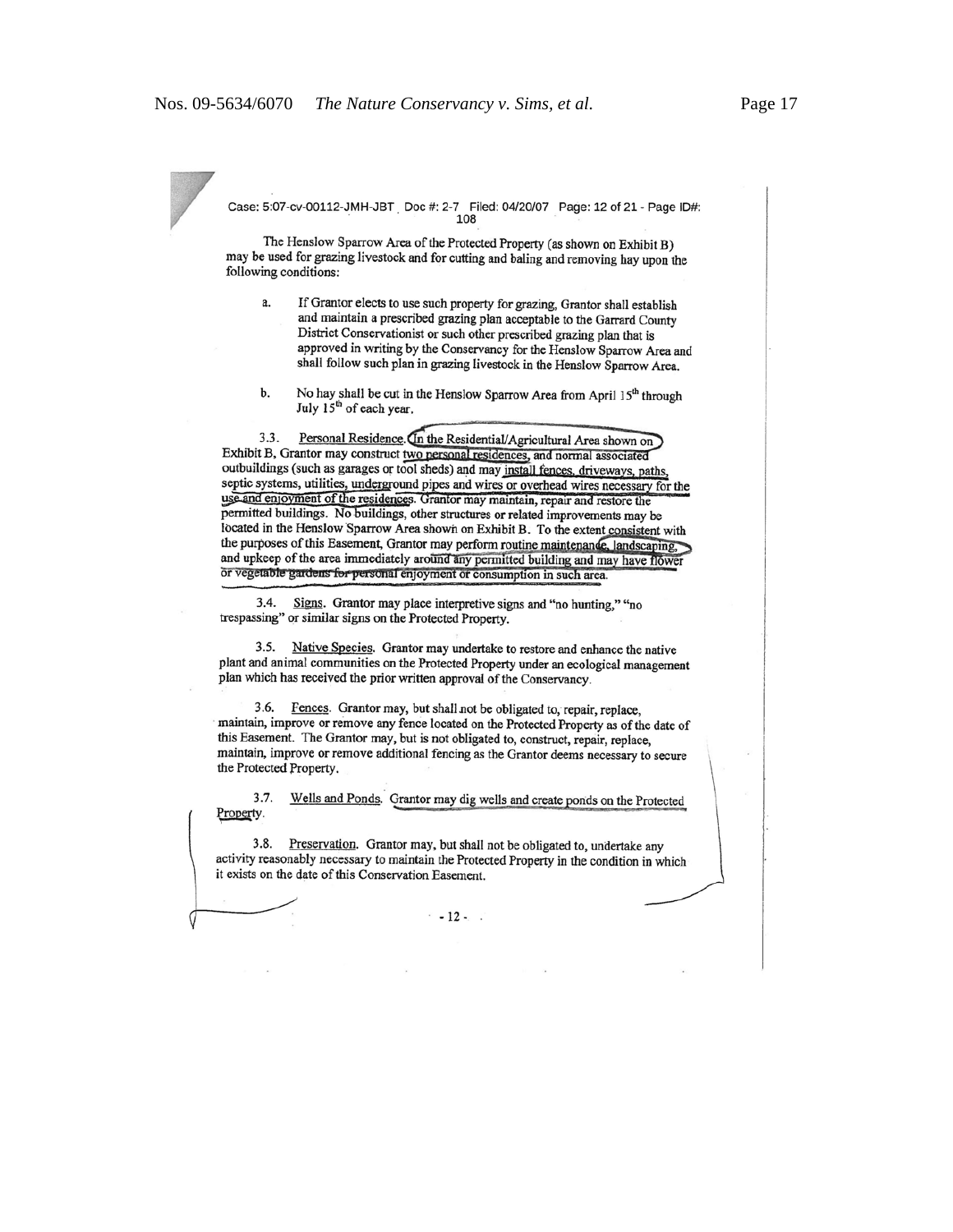Case: 5:07-cv-00112-JMH-JBT Doc #: 2-7 Filed: 04/20/07 Page: 12 of 21 - Page ID#: 108

The Henslow Sparrow Area of the Protected Property (as shown on Exhibit B) may be used for grazing livestock and for cutting and baling and removing hay upon the following conditions:

a. If Grantor elects to use such property for grazing, Grantor shall establish and maintain a prescribed grazing plan acceptable to the Garrard County District Conservationist or such other prescribed grazing plan that is approved in writing by the Conservancy for the Henslow Sparrow Area and shall follow such plan in grazing livestock in the Henslow Sparrow Area.

b. No hay shall be cut in the Henslow Sparrow Area from April 15th through July 15th of each year.

3.3. Personal Residence. In the Residential/Agricultural Area shown on Exhibit B, Grantor may construct two personal residences, and normal associated outbuildings (such as garages or tool sheds) and may install fences, driveways, paths, septic systems, utilities, underground pipes and wires or overhead wires necessary for the use and enjoyment of the residences. Grantor may maintain, repair and restore the permitted buildings. No buildings, other structures or related improvements may be located in the Henslow Sparrow Area shown on Exhibit B. To the extent consistent with the purposes of this Easement, Grantor may perform routine maintenance, landscaping, and upkeep of the area immediately around any permitted building and may have flower or vegetable gardens for personal enjoyment or consumption in such area.

3.4. Signs. Grantor may place interpretive signs and "no hunting," "no trespassing" or similar signs on the Protected Property.

3.5. Native Species. Grantor may undertake to restore and enhance the native plant and animal communities on the Protected Property under an ecological management plan which has received the prior written approval of the Conservancy.

3.6. Fences. Grantor may, but shall not be obligated to, repair, replace, maintain, improve or remove any fence located on the Protected Property as of the date of this Easement. The Grantor may, but is not obligated to, construct, repair, replace, maintain, improve or remove additional fencing as the Grantor deems necessary to secure the Protected Property.

3.7. Wells and Ponds. Grantor may dig wells and create ponds on the Protected Property.

3.8. Preservation. Grantor may, but shall not be obligated to, undertake any activity reasonably necessary to maintain the Protected Property in the condition in which it exists on the date of this Conservation Easement.

- 12 -